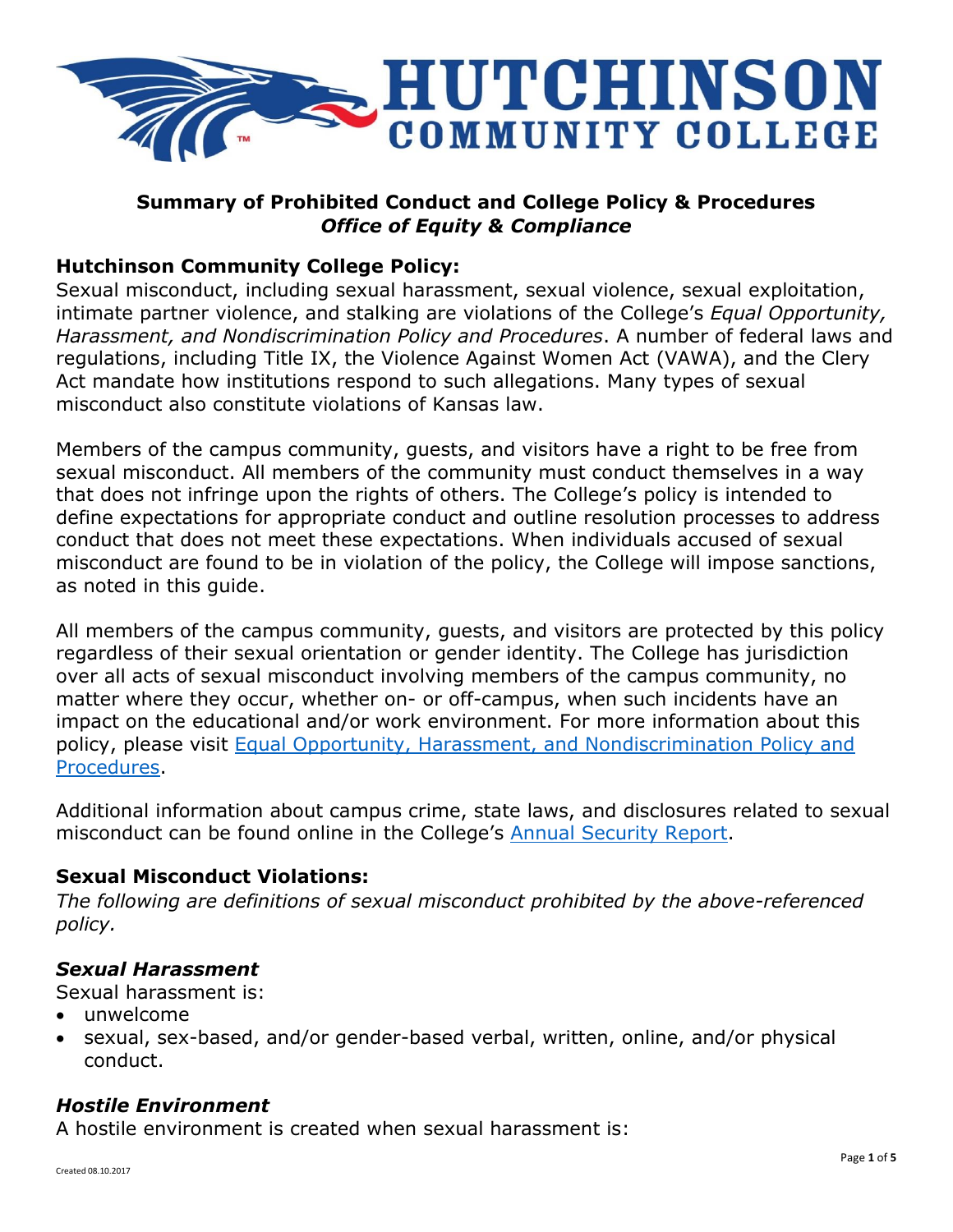# HUTCHINSON COMMUNITY COLLEGE

## Summary of Prohibited Conduct and College Policy & Procedures
### *Office of Equity & Compliance*

**Hutchinson Community College Policy:**

Sexual misconduct, including sexual harassment, sexual violence, sexual exploitation, intimate partner violence, and stalking are violations of the College's *Equal Opportunity, Harassment, and Nondiscrimination Policy and Procedures*. A number of federal laws and regulations, including Title IX, the Violence Against Women Act (VAWA), and the Clery Act mandate how institutions respond to such allegations. Many types of sexual misconduct also constitute violations of Kansas law.

Members of the campus community, guests, and visitors have a right to be free from sexual misconduct. All members of the community must conduct themselves in a way that does not infringe upon the rights of others. The College's policy is intended to define expectations for appropriate conduct and outline resolution processes to address conduct that does not meet these expectations. When individuals accused of sexual misconduct are found to be in violation of the policy, the College will impose sanctions, as noted in this guide.

All members of the campus community, guests, and visitors are protected by this policy regardless of their sexual orientation or gender identity. The College has jurisdiction over all acts of sexual misconduct involving members of the campus community, no matter where they occur, whether on- or off-campus, when such incidents have an impact on the educational and/or work environment. For more information about this policy, please visit Equal Opportunity, Harassment, and Nondiscrimination Policy and Procedures.

Additional information about campus crime, state laws, and disclosures related to sexual misconduct can be found online in the College's Annual Security Report.

**Sexual Misconduct Violations:**

*The following are definitions of sexual misconduct prohibited by the above-referenced policy.*

***Sexual Harassment***

Sexual harassment is:

- unwelcome
- sexual, sex-based, and/or gender-based verbal, written, online, and/or physical conduct.

***Hostile Environment***

A hostile environment is created when sexual harassment is: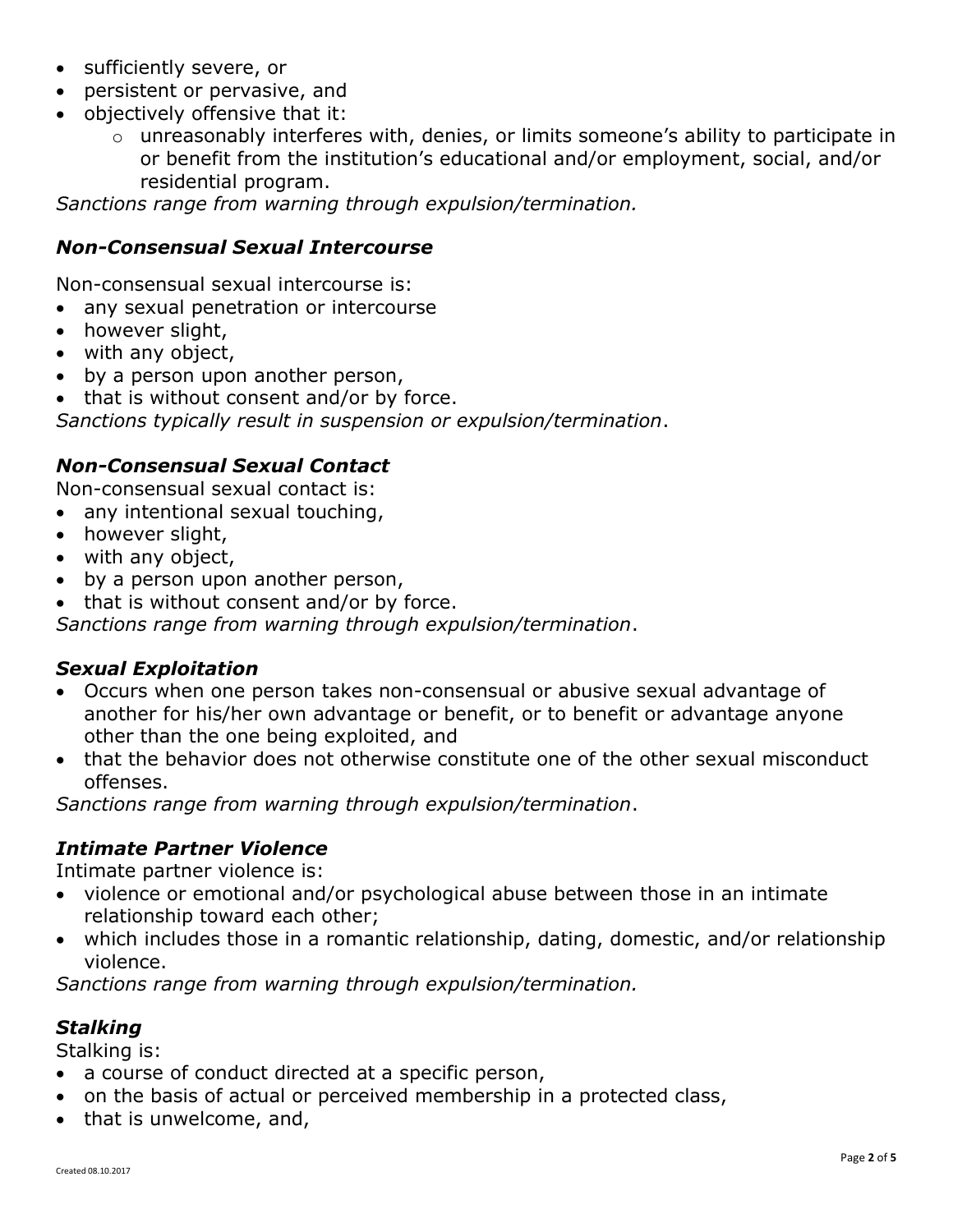- sufficiently severe, or
- persistent or pervasive, and
- objectively offensive that it:
  - unreasonably interferes with, denies, or limits someone's ability to participate in or benefit from the institution's educational and/or employment, social, and/or residential program.

*Sanctions range from warning through expulsion/termination.*

### *Non-Consensual Sexual Intercourse*

Non-consensual sexual intercourse is:

- any sexual penetration or intercourse
- however slight,
- with any object,
- by a person upon another person,
- that is without consent and/or by force.

*Sanctions typically result in suspension or expulsion/termination*.

### *Non-Consensual Sexual Contact*

Non-consensual sexual contact is:

- any intentional sexual touching,
- however slight,
- with any object,
- by a person upon another person,
- that is without consent and/or by force.

*Sanctions range from warning through expulsion/termination*.

### *Sexual Exploitation*

- Occurs when one person takes non-consensual or abusive sexual advantage of another for his/her own advantage or benefit, or to benefit or advantage anyone other than the one being exploited, and
- that the behavior does not otherwise constitute one of the other sexual misconduct offenses.

*Sanctions range from warning through expulsion/termination*.

### *Intimate Partner Violence*

Intimate partner violence is:

- violence or emotional and/or psychological abuse between those in an intimate relationship toward each other;
- which includes those in a romantic relationship, dating, domestic, and/or relationship violence.

*Sanctions range from warning through expulsion/termination.*

### *Stalking*

Stalking is:

- a course of conduct directed at a specific person,
- on the basis of actual or perceived membership in a protected class,
- that is unwelcome, and,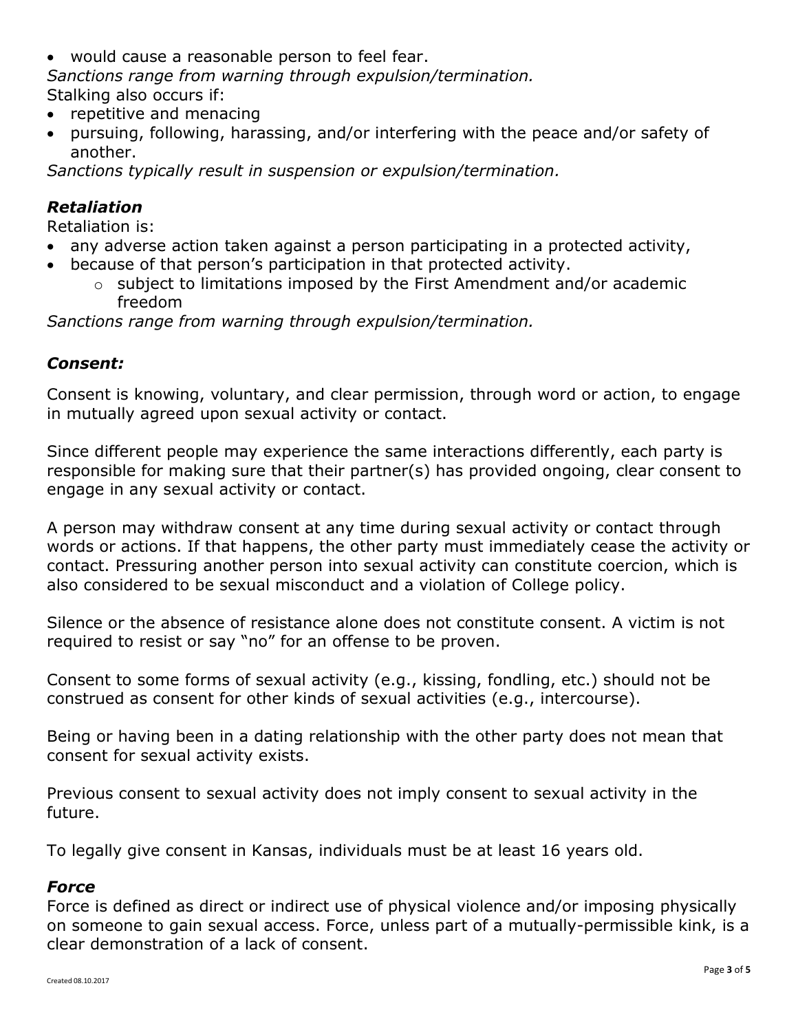- would cause a reasonable person to feel fear.

*Sanctions range from warning through expulsion/termination.*

Stalking also occurs if:

- repetitive and menacing
- pursuing, following, harassing, and/or interfering with the peace and/or safety of another.

*Sanctions typically result in suspension or expulsion/termination.*

### *Retaliation*

Retaliation is:

- any adverse action taken against a person participating in a protected activity,
- because of that person's participation in that protected activity.
  - subject to limitations imposed by the First Amendment and/or academic freedom

*Sanctions range from warning through expulsion/termination.*

### *Consent:*

Consent is knowing, voluntary, and clear permission, through word or action, to engage in mutually agreed upon sexual activity or contact.

Since different people may experience the same interactions differently, each party is responsible for making sure that their partner(s) has provided ongoing, clear consent to engage in any sexual activity or contact.

A person may withdraw consent at any time during sexual activity or contact through words or actions. If that happens, the other party must immediately cease the activity or contact. Pressuring another person into sexual activity can constitute coercion, which is also considered to be sexual misconduct and a violation of College policy.

Silence or the absence of resistance alone does not constitute consent. A victim is not required to resist or say "no" for an offense to be proven.

Consent to some forms of sexual activity (e.g., kissing, fondling, etc.) should not be construed as consent for other kinds of sexual activities (e.g., intercourse).

Being or having been in a dating relationship with the other party does not mean that consent for sexual activity exists.

Previous consent to sexual activity does not imply consent to sexual activity in the future.

To legally give consent in Kansas, individuals must be at least 16 years old.

### *Force*

Force is defined as direct or indirect use of physical violence and/or imposing physically on someone to gain sexual access. Force, unless part of a mutually-permissible kink, is a clear demonstration of a lack of consent.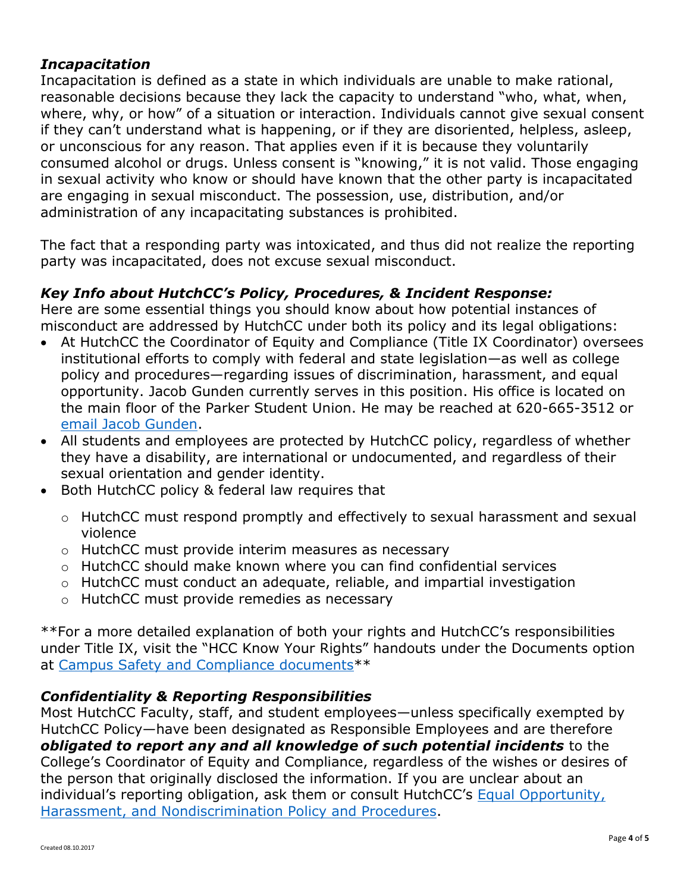### *Incapacitation*

Incapacitation is defined as a state in which individuals are unable to make rational, reasonable decisions because they lack the capacity to understand "who, what, when, where, why, or how" of a situation or interaction. Individuals cannot give sexual consent if they can't understand what is happening, or if they are disoriented, helpless, asleep, or unconscious for any reason. That applies even if it is because they voluntarily consumed alcohol or drugs. Unless consent is "knowing," it is not valid. Those engaging in sexual activity who know or should have known that the other party is incapacitated are engaging in sexual misconduct. The possession, use, distribution, and/or administration of any incapacitating substances is prohibited.

The fact that a responding party was intoxicated, and thus did not realize the reporting party was incapacitated, does not excuse sexual misconduct.

### *Key Info about HutchCC's Policy, Procedures, & Incident Response:*

Here are some essential things you should know about how potential instances of misconduct are addressed by HutchCC under both its policy and its legal obligations:

- At HutchCC the Coordinator of Equity and Compliance (Title IX Coordinator) oversees institutional efforts to comply with federal and state legislation—as well as college policy and procedures—regarding issues of discrimination, harassment, and equal opportunity. Jacob Gunden currently serves in this position. His office is located on the main floor of the Parker Student Union. He may be reached at 620-665-3512 or [email Jacob Gunden].
- All students and employees are protected by HutchCC policy, regardless of whether they have a disability, are international or undocumented, and regardless of their sexual orientation and gender identity.
- Both HutchCC policy & federal law requires that
    - HutchCC must respond promptly and effectively to sexual harassment and sexual violence
    - HutchCC must provide interim measures as necessary
    - HutchCC should make known where you can find confidential services
    - HutchCC must conduct an adequate, reliable, and impartial investigation
    - HutchCC must provide remedies as necessary

\*\*For a more detailed explanation of both your rights and HutchCC's responsibilities under Title IX, visit the "HCC Know Your Rights" handouts under the Documents option at [Campus Safety and Compliance documents]\*\*

### *Confidentiality & Reporting Responsibilities*

Most HutchCC Faculty, staff, and student employees—unless specifically exempted by HutchCC Policy—have been designated as Responsible Employees and are therefore ***obligated to report any and all knowledge of such potential incidents*** to the College's Coordinator of Equity and Compliance, regardless of the wishes or desires of the person that originally disclosed the information. If you are unclear about an individual's reporting obligation, ask them or consult HutchCC's [Equal Opportunity, Harassment, and Nondiscrimination Policy and Procedures].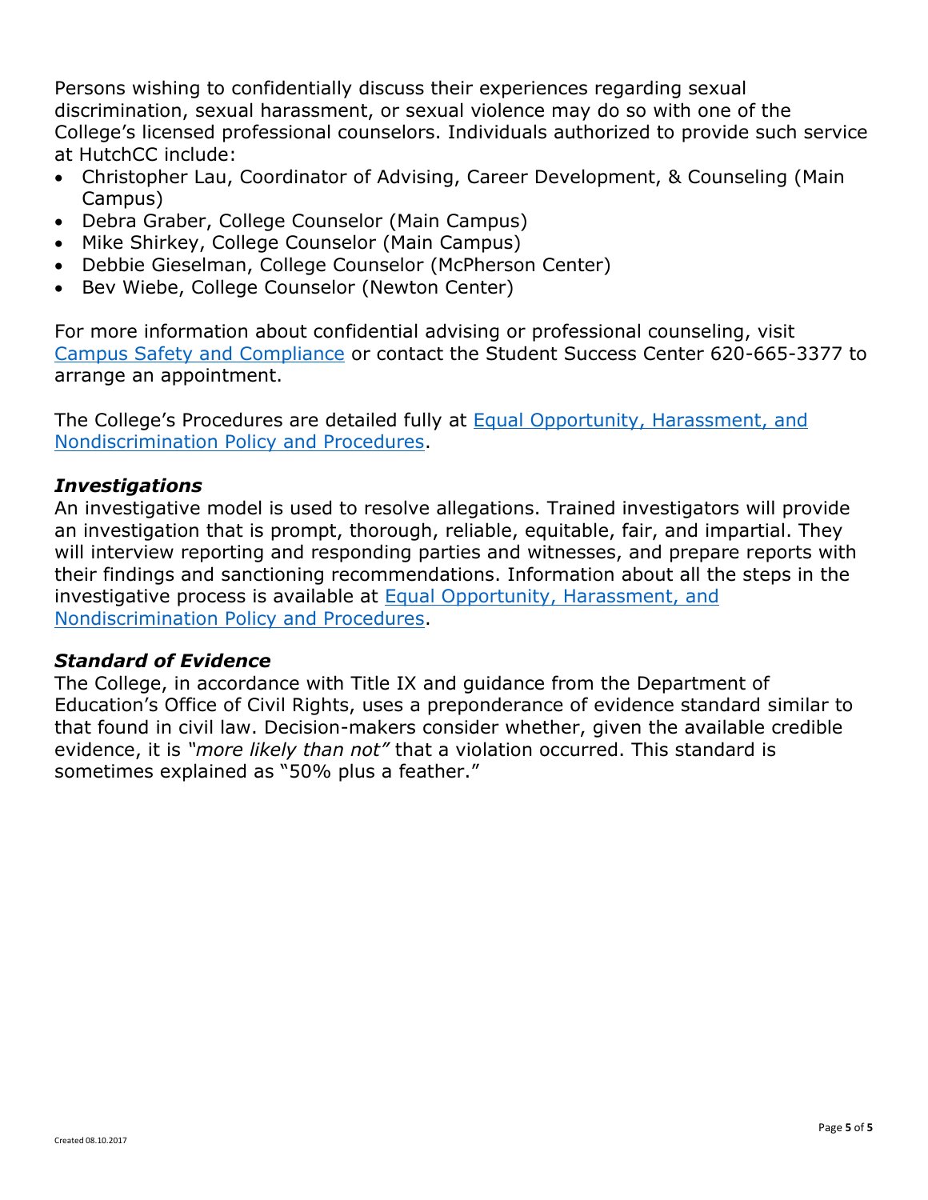Persons wishing to confidentially discuss their experiences regarding sexual discrimination, sexual harassment, or sexual violence may do so with one of the College's licensed professional counselors. Individuals authorized to provide such service at HutchCC include:

- Christopher Lau, Coordinator of Advising, Career Development, & Counseling (Main Campus)
- Debra Graber, College Counselor (Main Campus)
- Mike Shirkey, College Counselor (Main Campus)
- Debbie Gieselman, College Counselor (McPherson Center)
- Bev Wiebe, College Counselor (Newton Center)

For more information about confidential advising or professional counseling, visit Campus Safety and Compliance or contact the Student Success Center 620-665-3377 to arrange an appointment.

The College's Procedures are detailed fully at Equal Opportunity, Harassment, and Nondiscrimination Policy and Procedures.

### ***Investigations***

An investigative model is used to resolve allegations. Trained investigators will provide an investigation that is prompt, thorough, reliable, equitable, fair, and impartial. They will interview reporting and responding parties and witnesses, and prepare reports with their findings and sanctioning recommendations. Information about all the steps in the investigative process is available at Equal Opportunity, Harassment, and Nondiscrimination Policy and Procedures.

### ***Standard of Evidence***

The College, in accordance with Title IX and guidance from the Department of Education's Office of Civil Rights, uses a preponderance of evidence standard similar to that found in civil law. Decision-makers consider whether, given the available credible evidence, it is *"more likely than not"* that a violation occurred. This standard is sometimes explained as "50% plus a feather."

Created 08.10.2017